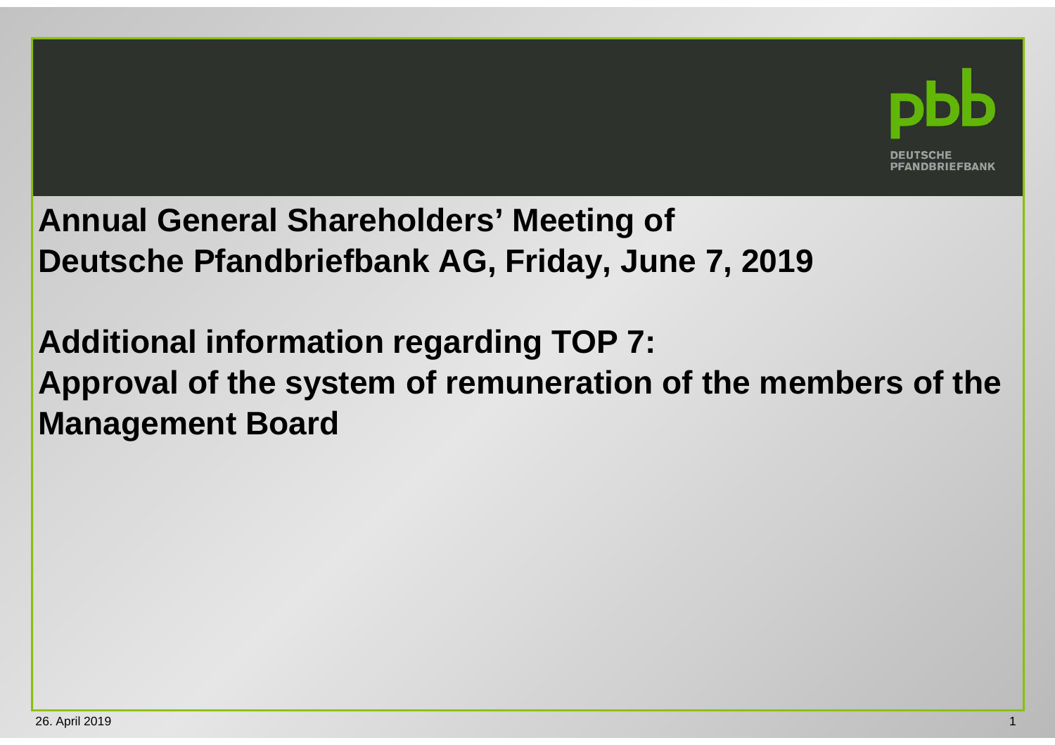# Annual General Shareholders' Meeting of Deutsche Pfandbriefbank AG, Friday, June 7, 2019

## Additional information regarding TOP 7: Approval of the system of remuneration of the members of the Management Board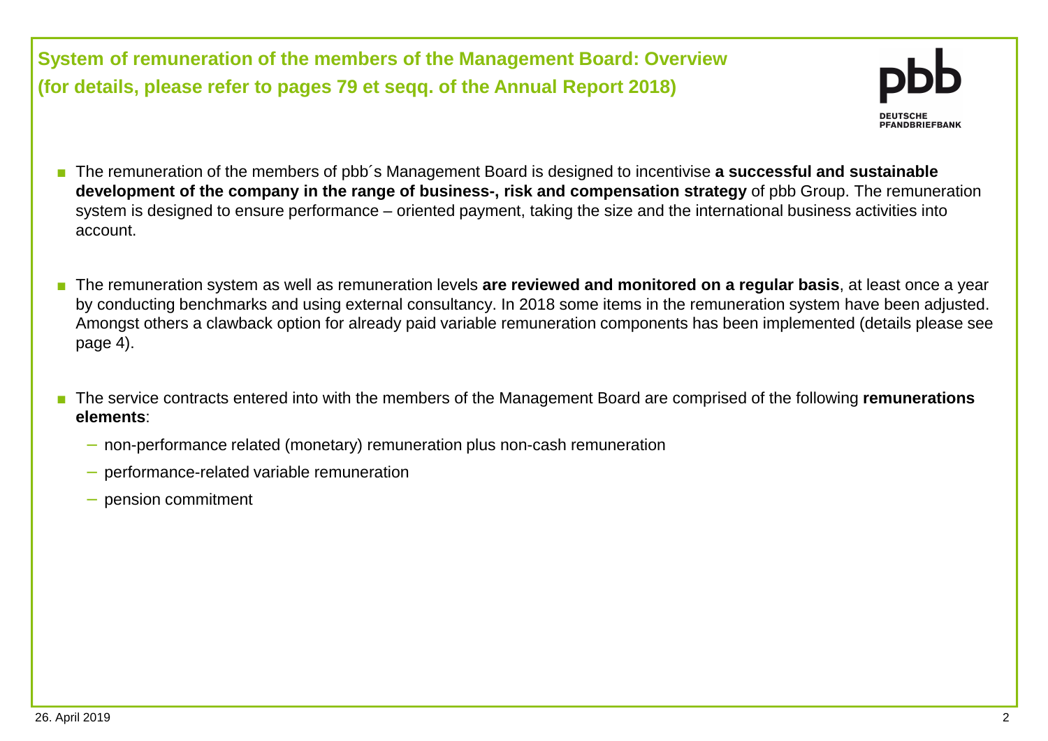## System of remuneration of the members of the Management Board: Overview
## (for details, please refer to pages 79 et seqq. of the Annual Report 2018)

- The remuneration of the members of pbb´s Management Board is designed to incentivise **a successful and sustainable development of the company in the range of business-, risk and compensation strategy** of pbb Group. The remuneration system is designed to ensure performance – oriented payment, taking the size and the international business activities into account.

- The remuneration system as well as remuneration levels **are reviewed and monitored on a regular basis**, at least once a year by conducting benchmarks and using external consultancy. In 2018 some items in the remuneration system have been adjusted. Amongst others a clawback option for already paid variable remuneration components has been implemented (details please see page 4).

- The service contracts entered into with the members of the Management Board are comprised of the following **remunerations elements**:
  - non-performance related (monetary) remuneration plus non-cash remuneration
  - performance-related variable remuneration
  - pension commitment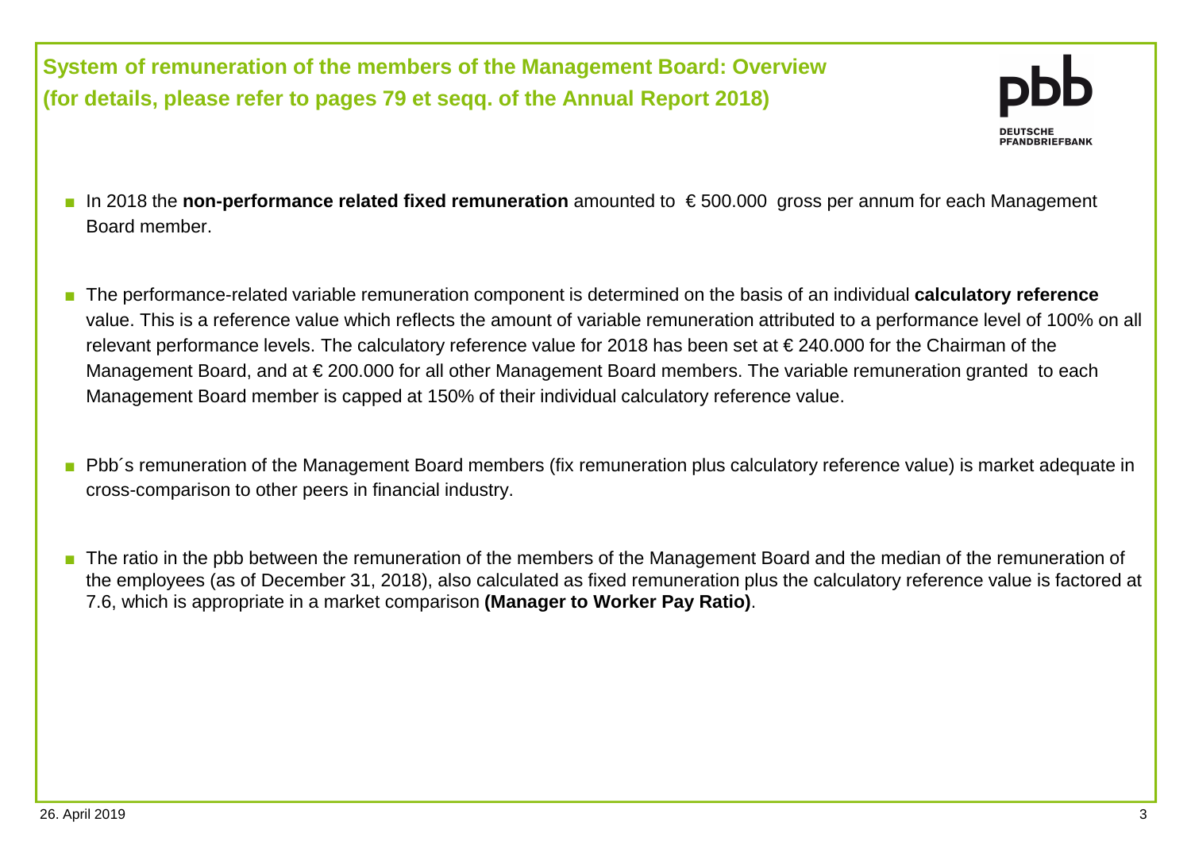## System of remuneration of the members of the Management Board: Overview (for details, please refer to pages 79 et seqq. of the Annual Report 2018)

- In 2018 the **non-performance related fixed remuneration** amounted to € 500.000 gross per annum for each Management Board member.

- The performance-related variable remuneration component is determined on the basis of an individual **calculatory reference** value. This is a reference value which reflects the amount of variable remuneration attributed to a performance level of 100% on all relevant performance levels. The calculatory reference value for 2018 has been set at € 240.000 for the Chairman of the Management Board, and at € 200.000 for all other Management Board members. The variable remuneration granted to each Management Board member is capped at 150% of their individual calculatory reference value.

- Pbb´s remuneration of the Management Board members (fix remuneration plus calculatory reference value) is market adequate in cross-comparison to other peers in financial industry.

- The ratio in the pbb between the remuneration of the members of the Management Board and the median of the remuneration of the employees (as of December 31, 2018), also calculated as fixed remuneration plus the calculatory reference value is factored at 7.6, which is appropriate in a market comparison **(Manager to Worker Pay Ratio)**.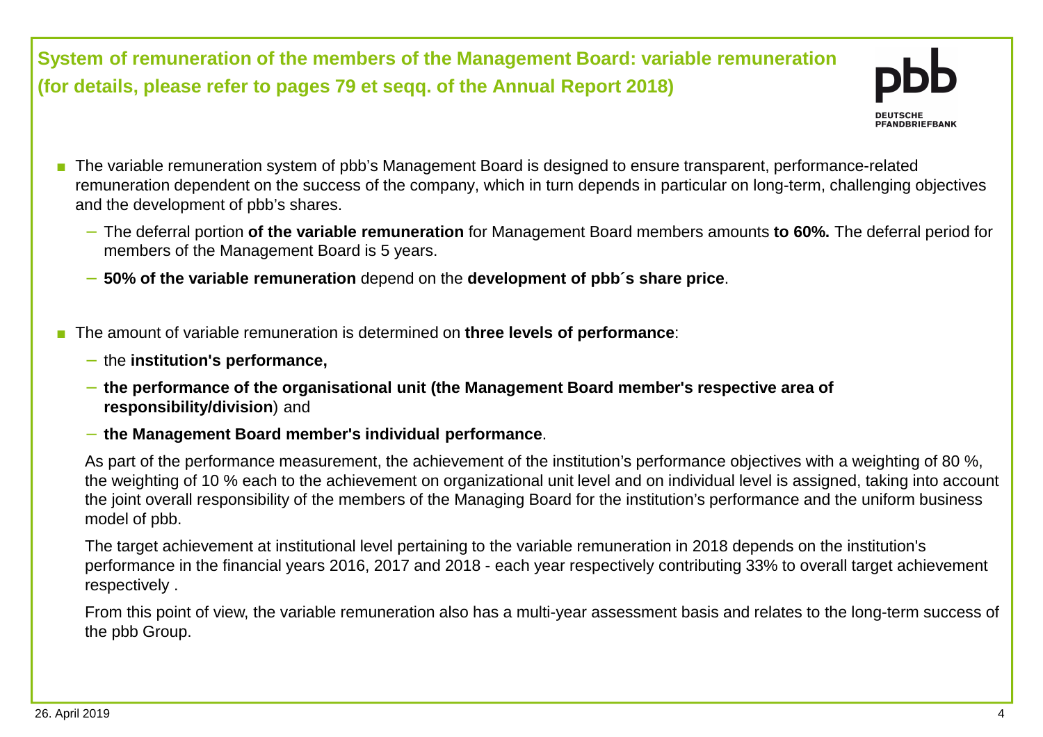## System of remuneration of the members of the Management Board: variable remuneration (for details, please refer to pages 79 et seqq. of the Annual Report 2018)

- The variable remuneration system of pbb's Management Board is designed to ensure transparent, performance-related remuneration dependent on the success of the company, which in turn depends in particular on long-term, challenging objectives and the development of pbb's shares.
  - The deferral portion **of the variable remuneration** for Management Board members amounts **to 60%.** The deferral period for members of the Management Board is 5 years.
  - **50% of the variable remuneration** depend on the **development of pbb´s share price**.

- The amount of variable remuneration is determined on **three levels of performance**:
  - the **institution's performance,**
  - **the performance of the organisational unit (the Management Board member's respective area of responsibility/division**) and
  - **the Management Board member's individual performance**.

  As part of the performance measurement, the achievement of the institution's performance objectives with a weighting of 80 %, the weighting of 10 % each to the achievement on organizational unit level and on individual level is assigned, taking into account the joint overall responsibility of the members of the Managing Board for the institution's performance and the uniform business model of pbb.

  The target achievement at institutional level pertaining to the variable remuneration in 2018 depends on the institution's performance in the financial years 2016, 2017 and 2018 - each year respectively contributing 33% to overall target achievement respectively .

  From this point of view, the variable remuneration also has a multi-year assessment basis and relates to the long-term success of the pbb Group.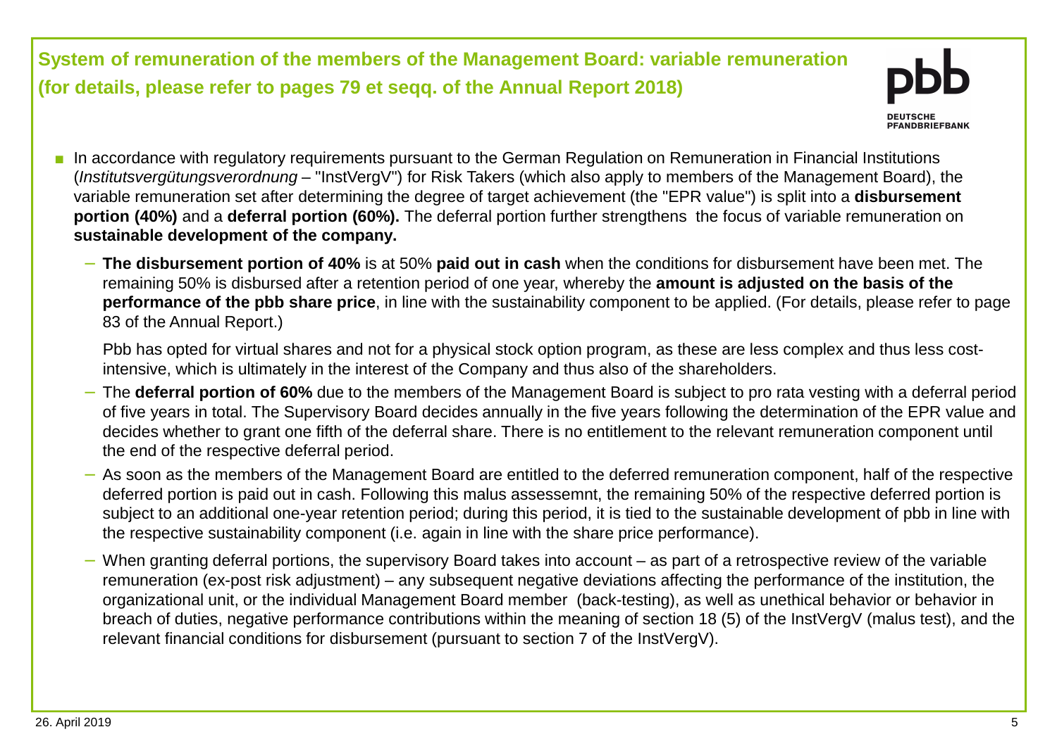## System of remuneration of the members of the Management Board: variable remuneration (for details, please refer to pages 79 et seqq. of the Annual Report 2018)

- In accordance with regulatory requirements pursuant to the German Regulation on Remuneration in Financial Institutions (*Institutsvergütungsverordnung* – "InstVergV") for Risk Takers (which also apply to members of the Management Board), the variable remuneration set after determining the degree of target achievement (the "EPR value") is split into a **disbursement portion (40%)** and a **deferral portion (60%).** The deferral portion further strengthens the focus of variable remuneration on **sustainable development of the company.**
  - **The disbursement portion of 40%** is at 50% **paid out in cash** when the conditions for disbursement have been met. The remaining 50% is disbursed after a retention period of one year, whereby the **amount is adjusted on the basis of the performance of the pbb share price**, in line with the sustainability component to be applied. (For details, please refer to page 83 of the Annual Report.)

    Pbb has opted for virtual shares and not for a physical stock option program, as these are less complex and thus less cost-intensive, which is ultimately in the interest of the Company and thus also of the shareholders.
  - The **deferral portion of 60%** due to the members of the Management Board is subject to pro rata vesting with a deferral period of five years in total. The Supervisory Board decides annually in the five years following the determination of the EPR value and decides whether to grant one fifth of the deferral share. There is no entitlement to the relevant remuneration component until the end of the respective deferral period.
  - As soon as the members of the Management Board are entitled to the deferred remuneration component, half of the respective deferred portion is paid out in cash. Following this malus assessemnt, the remaining 50% of the respective deferred portion is subject to an additional one-year retention period; during this period, it is tied to the sustainable development of pbb in line with the respective sustainability component (i.e. again in line with the share price performance).
  - When granting deferral portions, the supervisory Board takes into account – as part of a retrospective review of the variable remuneration (ex-post risk adjustment) – any subsequent negative deviations affecting the performance of the institution, the organizational unit, or the individual Management Board member (back-testing), as well as unethical behavior or behavior in breach of duties, negative performance contributions within the meaning of section 18 (5) of the InstVergV (malus test), and the relevant financial conditions for disbursement (pursuant to section 7 of the InstVergV).

26. April 2019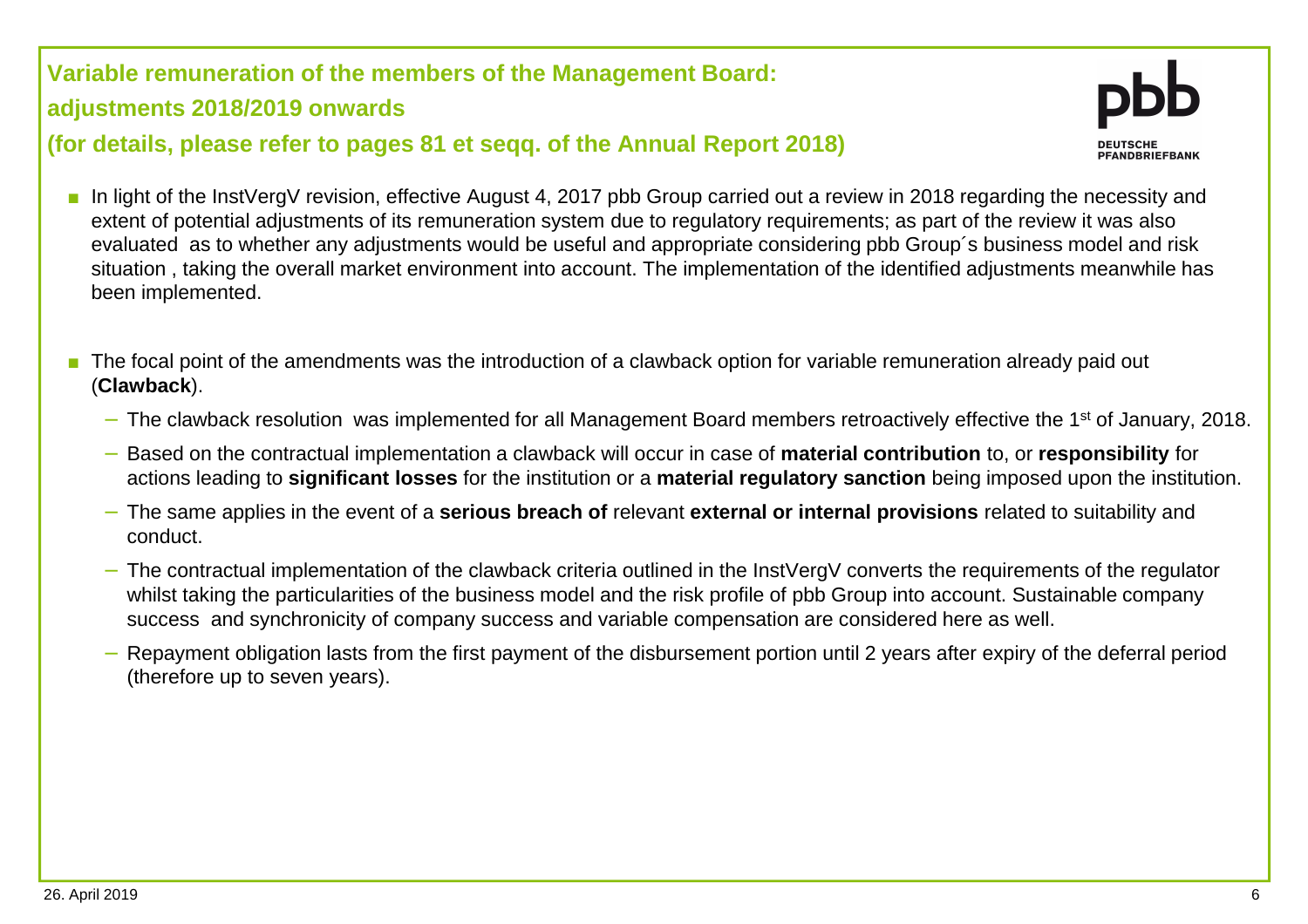## Variable remuneration of the members of the Management Board: adjustments 2018/2019 onwards (for details, please refer to pages 81 et seqq. of the Annual Report 2018)

- In light of the InstVergV revision, effective August 4, 2017 pbb Group carried out a review in 2018 regarding the necessity and extent of potential adjustments of its remuneration system due to regulatory requirements; as part of the review it was also evaluated as to whether any adjustments would be useful and appropriate considering pbb Group´s business model and risk situation , taking the overall market environment into account. The implementation of the identified adjustments meanwhile has been implemented.

- The focal point of the amendments was the introduction of a clawback option for variable remuneration already paid out (**Clawback**).
  - The clawback resolution was implemented for all Management Board members retroactively effective the 1st of January, 2018.
  - Based on the contractual implementation a clawback will occur in case of **material contribution** to, or **responsibility** for actions leading to **significant losses** for the institution or a **material regulatory sanction** being imposed upon the institution.
  - The same applies in the event of a **serious breach of** relevant **external or internal provisions** related to suitability and conduct.
  - The contractual implementation of the clawback criteria outlined in the InstVergV converts the requirements of the regulator whilst taking the particularities of the business model and the risk profile of pbb Group into account. Sustainable company success and synchronicity of company success and variable compensation are considered here as well.
  - Repayment obligation lasts from the first payment of the disbursement portion until 2 years after expiry of the deferral period (therefore up to seven years).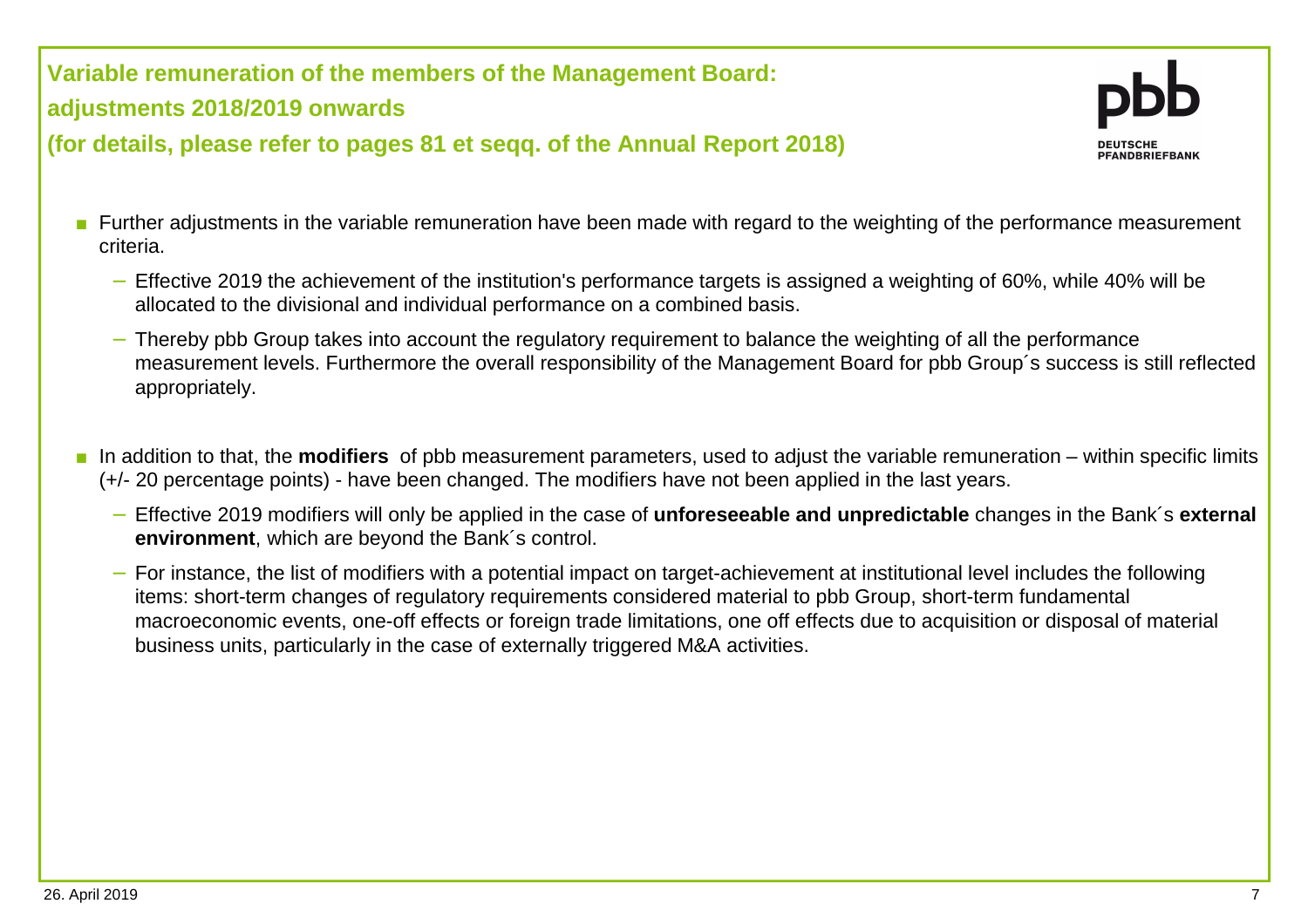## Variable remuneration of the members of the Management Board: adjustments 2018/2019 onwards
## (for details, please refer to pages 81 et seqq. of the Annual Report 2018)

- Further adjustments in the variable remuneration have been made with regard to the weighting of the performance measurement criteria.
  - Effective 2019 the achievement of the institution's performance targets is assigned a weighting of 60%, while 40% will be allocated to the divisional and individual performance on a combined basis.
  - Thereby pbb Group takes into account the regulatory requirement to balance the weighting of all the performance measurement levels. Furthermore the overall responsibility of the Management Board for pbb Group´s success is still reflected appropriately.

- In addition to that, the **modifiers** of pbb measurement parameters, used to adjust the variable remuneration – within specific limits (+/- 20 percentage points) - have been changed. The modifiers have not been applied in the last years.
  - Effective 2019 modifiers will only be applied in the case of **unforeseeable and unpredictable** changes in the Bank´s **external environment**, which are beyond the Bank´s control.
  - For instance, the list of modifiers with a potential impact on target-achievement at institutional level includes the following items: short-term changes of regulatory requirements considered material to pbb Group, short-term fundamental macroeconomic events, one-off effects or foreign trade limitations, one off effects due to acquisition or disposal of material business units, particularly in the case of externally triggered M&A activities.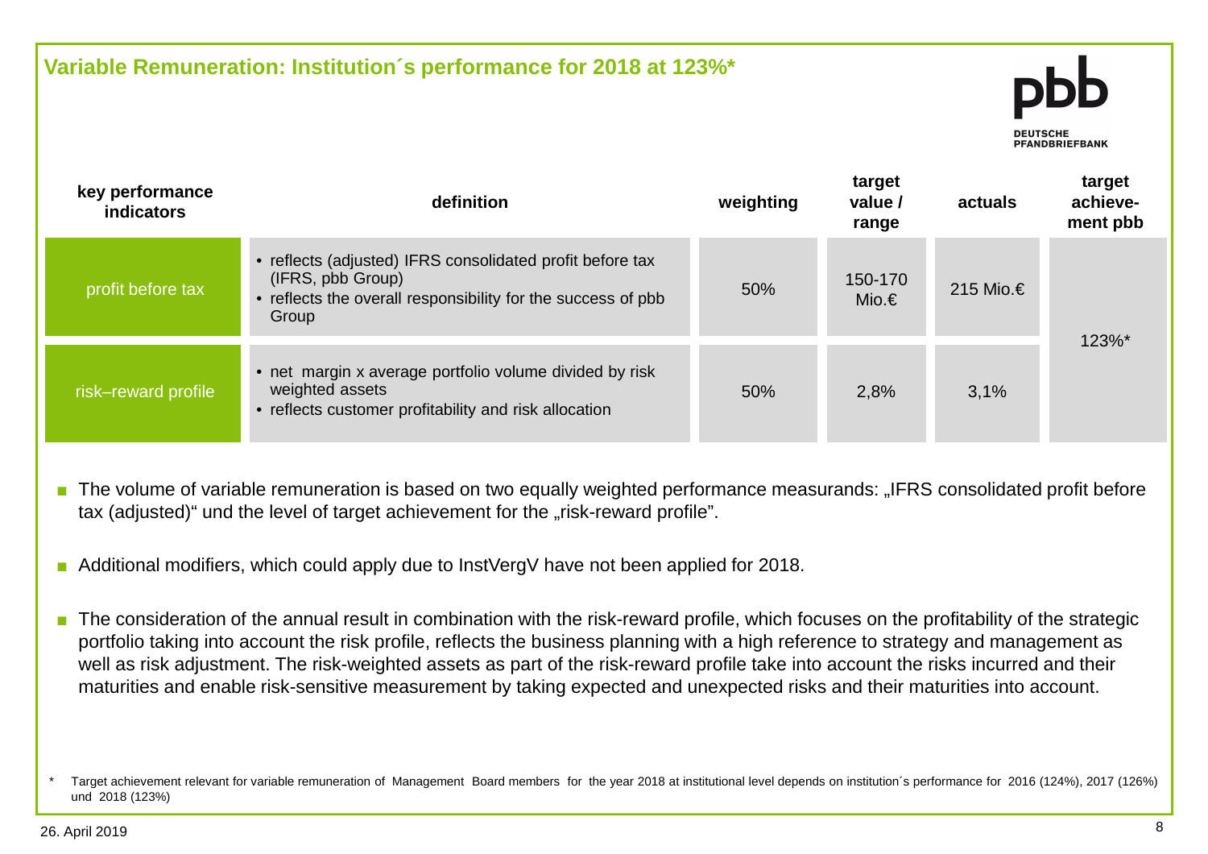## Variable Remuneration: Institution´s performance for 2018 at 123%*

| key performance indicators | definition | weighting | target value / range | actuals | target achieve-ment pbb |
|---|---|---|---|---|---|
| profit before tax | • reflects (adjusted) IFRS consolidated profit before tax (IFRS, pbb Group)<br>• reflects the overall responsibility for the success of pbb Group | 50% | 150-170 Mio.€ | 215 Mio.€ | 123%* |
| risk–reward profile | • net margin x average portfolio volume divided by risk weighted assets<br>• reflects customer profitability and risk allocation | 50% | 2,8% | 3,1% | |

- The volume of variable remuneration is based on two equally weighted performance measurands: „IFRS consolidated profit before tax (adjusted)" und the level of target achievement for the „risk-reward profile".
- Additional modifiers, which could apply due to InstVergV have not been applied for 2018.
- The consideration of the annual result in combination with the risk-reward profile, which focuses on the profitability of the strategic portfolio taking into account the risk profile, reflects the business planning with a high reference to strategy and management as well as risk adjustment. The risk-weighted assets as part of the risk-reward profile take into account the risks incurred and their maturities and enable risk-sensitive measurement by taking expected and unexpected risks and their maturities into account.

\* Target achievement relevant for variable remuneration of Management Board members for the year 2018 at institutional level depends on institution´s performance for 2016 (124%), 2017 (126%) und 2018 (123%)

26. April 2019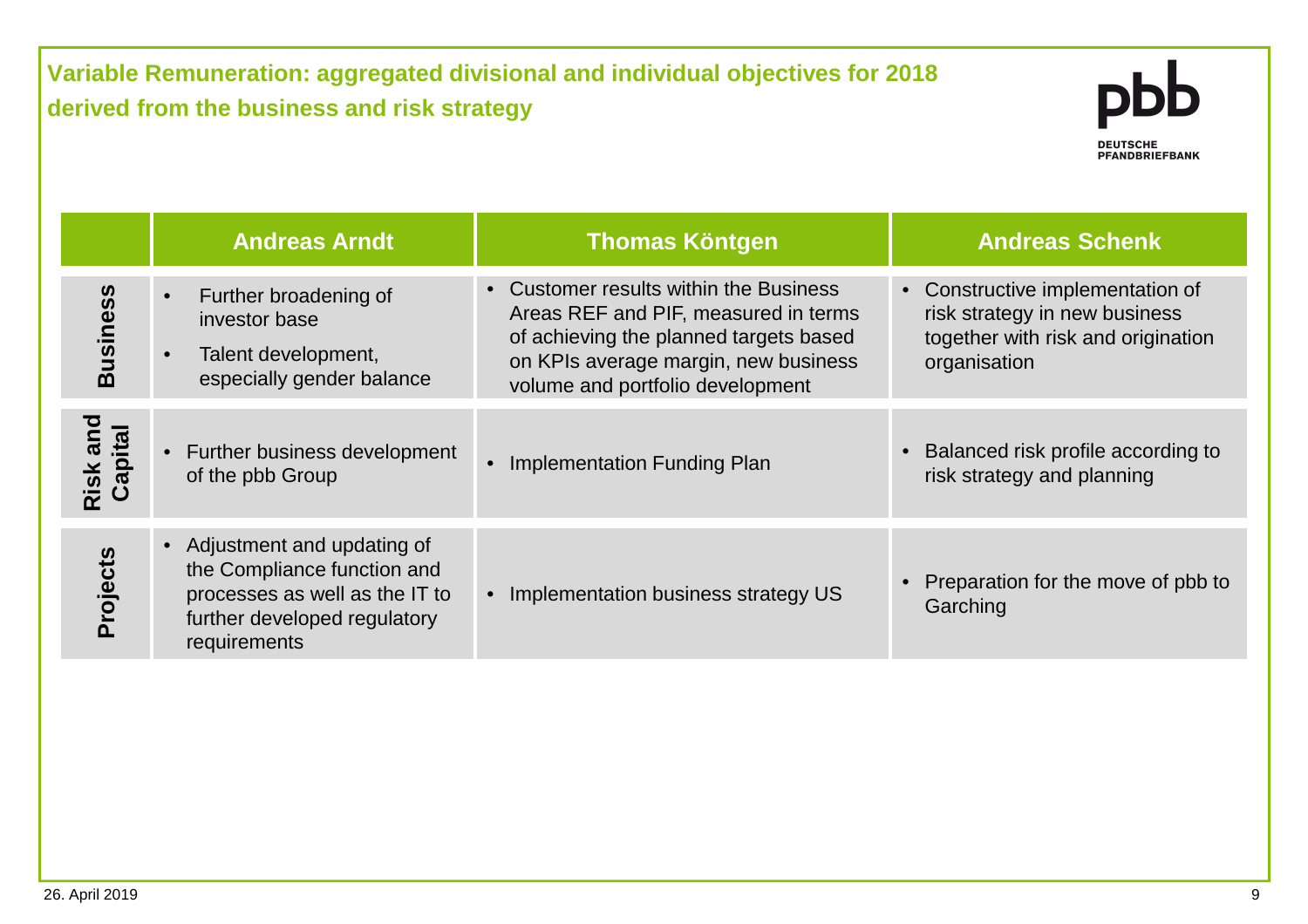## Variable Remuneration: aggregated divisional and individual objectives for 2018 derived from the business and risk strategy

| | Andreas Arndt | Thomas Köntgen | Andreas Schenk |
|---|---|---|---|
| **Business** | • Further broadening of investor base<br>• Talent development, especially gender balance | • Customer results within the Business Areas REF and PIF, measured in terms of achieving the planned targets based on KPIs average margin, new business volume and portfolio development | • Constructive implementation of risk strategy in new business together with risk and origination organisation |
| **Risk and Capital** | • Further business development of the pbb Group | • Implementation Funding Plan | • Balanced risk profile according to risk strategy and planning |
| **Projects** | • Adjustment and updating of the Compliance function and processes as well as the IT to further developed regulatory requirements | • Implementation business strategy US | • Preparation for the move of pbb to Garching |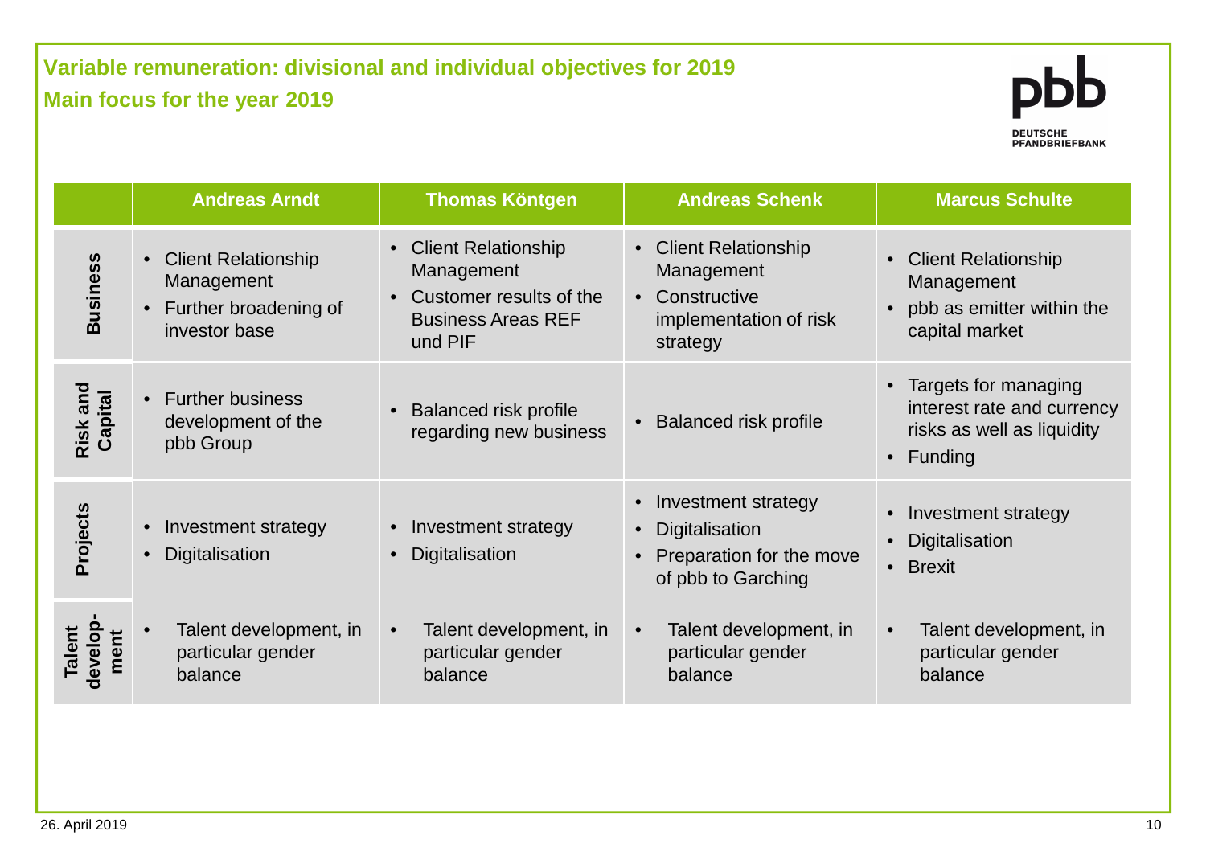## Variable remuneration: divisional and individual objectives for 2019

### Main focus for the year 2019

| | Andreas Arndt | Thomas Köntgen | Andreas Schenk | Marcus Schulte |
|---|---|---|---|---|
| **Business** | • Client Relationship Management<br>• Further broadening of investor base | • Client Relationship Management<br>• Customer results of the Business Areas REF und PIF | • Client Relationship Management<br>• Constructive implementation of risk strategy | • Client Relationship Management<br>• pbb as emitter within the capital market |
| **Risk and Capital** | • Further business development of the pbb Group | • Balanced risk profile regarding new business | • Balanced risk profile | • Targets for managing interest rate and currency risks as well as liquidity<br>• Funding |
| **Projects** | • Investment strategy<br>• Digitalisation | • Investment strategy<br>• Digitalisation | • Investment strategy<br>• Digitalisation<br>• Preparation for the move of pbb to Garching | • Investment strategy<br>• Digitalisation<br>• Brexit |
| **Talent develop-ment** | • Talent development, in particular gender balance | • Talent development, in particular gender balance | • Talent development, in particular gender balance | • Talent development, in particular gender balance |

26. April 2019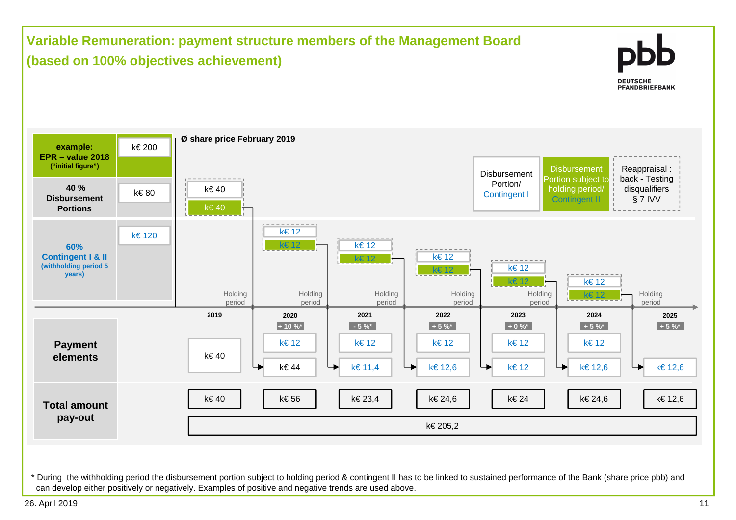# Variable Remuneration: payment structure members of the Management Board (based on 100% objectives achievement)

pbb DEUTSCHE PFANDBRIEFBANK

| | |
|---|---|
| **example: EPR – value 2018** **("initial figure")** | k€ 200 |
| **40 % Disbursement Portions** | k€ 80 |
| **60% Contingent I & II** **(withholding period 5 years)** | k€ 120 |

**Ø share price February 2019**

Disbursement Portion/ Contingent I

Disbursement Portion subject to holding period/ Contingent II

Reappraisal : back - Testing disqualifiers § 7 IVV

| | 2019 | 2020 | 2021 | 2022 | 2023 | 2024 | 2025 |
|---|---|---|---|---|---|---|---|
| Disbursement Portion/ Contingent I | k€ 40 | k€ 12 | k€ 12 | k€ 12 | k€ 12 | k€ 12 | |
| Disbursement Portion subject to holding period/ Contingent II | k€ 40 | k€ 12 | k€ 12 | k€ 12 | k€ 12 | k€ 12 | |
| Share price development | | + 10 %* | - 5 %* | + 5 %* | + 0 %* | + 5 %* | + 5 %* |
| **Payment elements** | k€ 40 | k€ 12 | k€ 12 | k€ 12 | k€ 12 | k€ 12 | |
| | | k€ 44 | k€ 11,4 | k€ 12,6 | k€ 12 | k€ 12,6 | k€ 12,6 |
| **Total amount pay-out** | k€ 40 | k€ 56 | k€ 23,4 | k€ 24,6 | k€ 24 | k€ 24,6 | k€ 12,6 |
| | k€ 205,2 | | | | | | |

Holding period

\* During the withholding period the disbursement portion subject to holding period & contingent II has to be linked to sustained performance of the Bank (share price pbb) and can develop either positively or negatively. Examples of positive and negative trends are used above.

26. April 2019